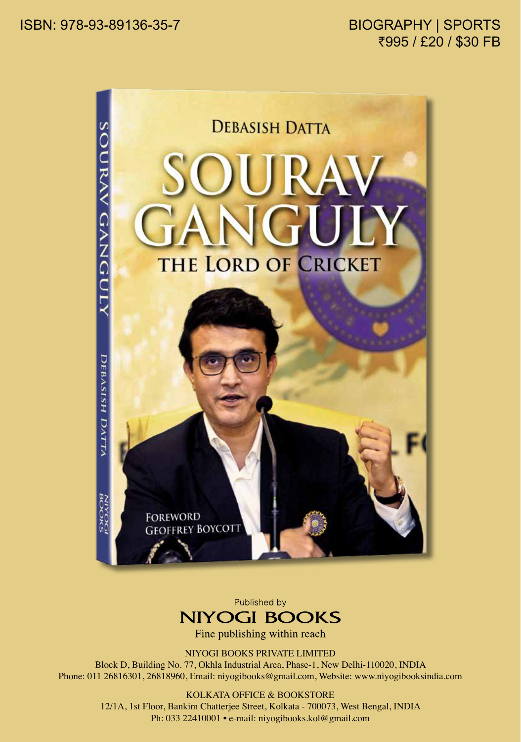ISBN: 978-93-89136-35-7

BIOGRAPHY | SPORTS
₹995 / £20 / $30 FB

DEBASISH DATTA

# SOURAV GANGULY

## THE LORD OF CRICKET

FOREWORD
GEOFFREY BOYCOTT

Published by
**NIYOGI BOOKS**
Fine publishing within reach

NIYOGI BOOKS PRIVATE LIMITED
Block D, Building No. 77, Okhla Industrial Area, Phase-1, New Delhi-110020, INDIA
Phone: 011 26816301, 26818960, Email: niyogibooks@gmail.com, Website: www.niyogibooksindia.com

KOLKATA OFFICE & BOOKSTORE
12/1A, 1st Floor, Bankim Chatterjee Street, Kolkata - 700073, West Bengal, INDIA
Ph: 033 22410001 • e-mail: niyogibooks.kol@gmail.com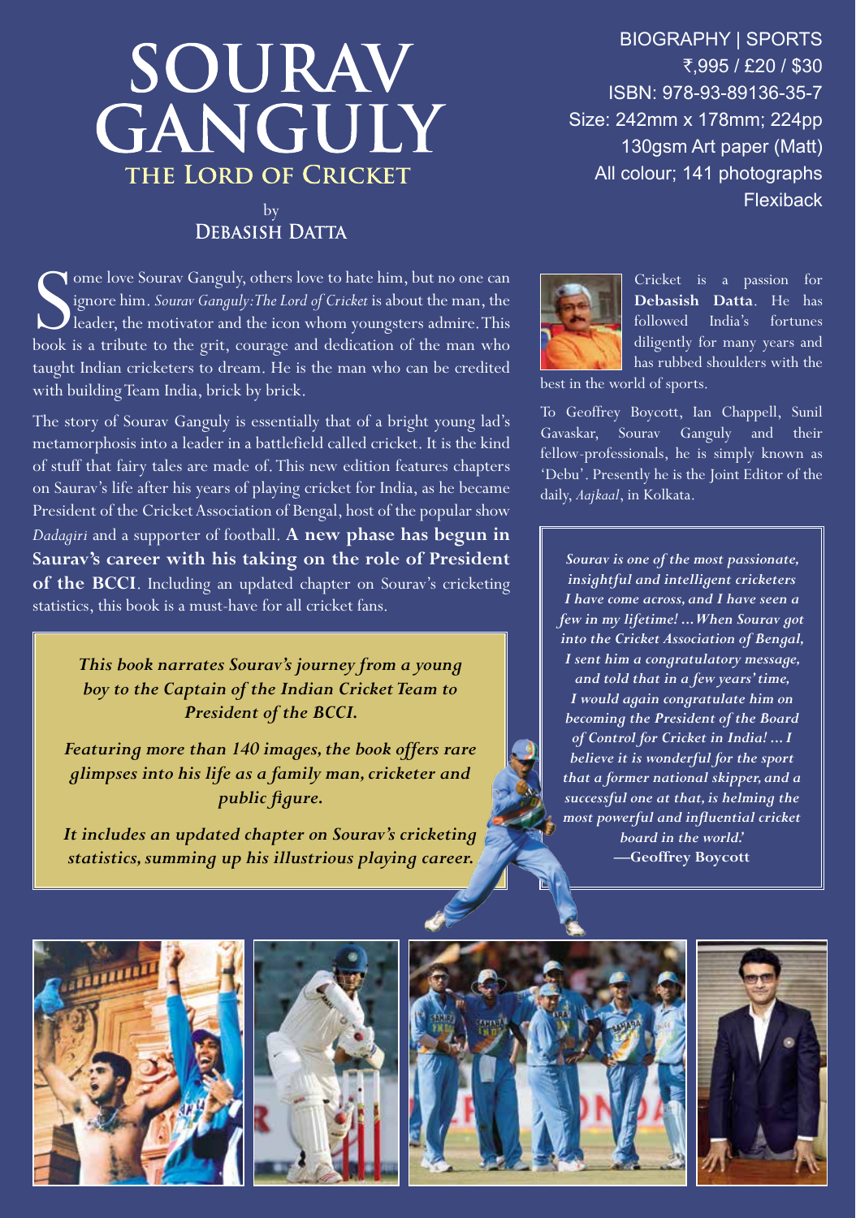# SOURAV GANGULY

## THE LORD OF CRICKET

by
**DEBASISH DATTA**

BIOGRAPHY | SPORTS
₹,995 / £20 / $30
ISBN: 978-93-89136-35-7
Size: 242mm x 178mm; 224pp
130gsm Art paper (Matt)
All colour; 141 photographs
Flexiback

Some love Sourav Ganguly, others love to hate him, but no one can ignore him. *Sourav Ganguly: The Lord of Cricket* is about the man, the leader, the motivator and the icon whom youngsters admire. This book is a tribute to the grit, courage and dedication of the man who taught Indian cricketers to dream. He is the man who can be credited with building Team India, brick by brick.

The story of Sourav Ganguly is essentially that of a bright young lad's metamorphosis into a leader in a battlefield called cricket. It is the kind of stuff that fairy tales are made of. This new edition features chapters on Saurav's life after his years of playing cricket for India, as he became President of the Cricket Association of Bengal, host of the popular show *Dadagiri* and a supporter of football. **A new phase has begun in Saurav's career with his taking on the role of President of the BCCI**. Including an updated chapter on Sourav's cricketing statistics, this book is a must-have for all cricket fans.

***This book narrates Sourav's journey from a young boy to the Captain of the Indian Cricket Team to President of the BCCI.***

***Featuring more than 140 images, the book offers rare glimpses into his life as a family man, cricketer and public figure.***

***It includes an updated chapter on Sourav's cricketing statistics, summing up his illustrious playing career.***

Cricket is a passion for **Debasish Datta**. He has followed India's fortunes diligently for many years and has rubbed shoulders with the best in the world of sports.

To Geoffrey Boycott, Ian Chappell, Sunil Gavaskar, Sourav Ganguly and their fellow-professionals, he is simply known as 'Debu'. Presently he is the Joint Editor of the daily, *Aajkaal*, in Kolkata.

***Sourav is one of the most passionate, insightful and intelligent cricketers I have come across, and I have seen a few in my lifetime! ...When Sourav got into the Cricket Association of Bengal, I sent him a congratulatory message, and told that in a few years' time, I would again congratulate him on becoming the President of the Board of Control for Cricket in India! ...I believe it is wonderful for the sport that a former national skipper, and a successful one at that, is helming the most powerful and influential cricket board in the world.'***

**—Geoffrey Boycott**